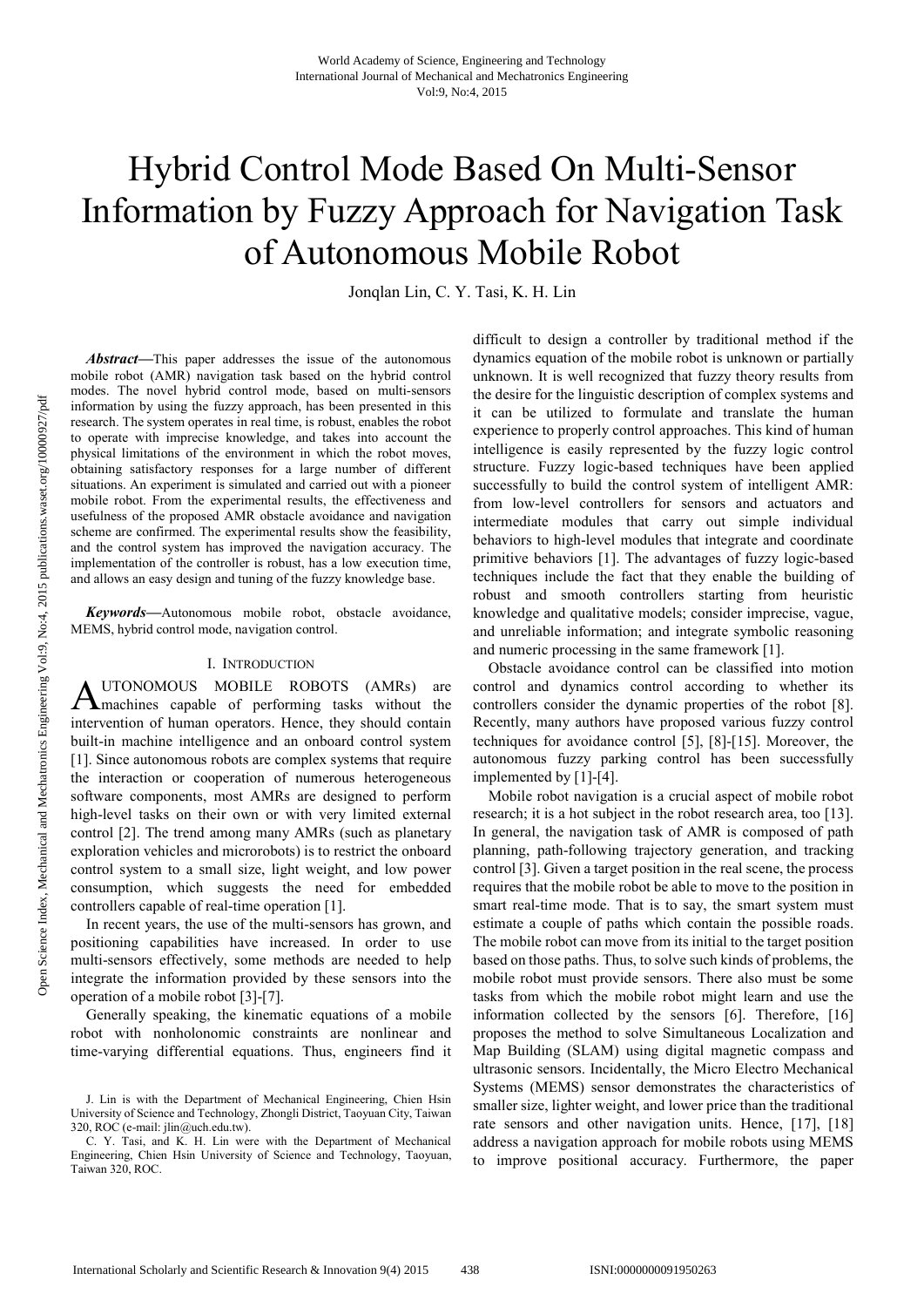# Hybrid Control Mode Based On Multi-Sensor Information by Fuzzy Approach for Navigation Task of Autonomous Mobile Robot

Jonqlan Lin, C. Y. Tasi, K. H. Lin

***Abstract*****—**This paper addresses the issue of the autonomous mobile robot (AMR) navigation task based on the hybrid control modes. The novel hybrid control mode, based on multi-sensors information by using the fuzzy approach, has been presented in this research. The system operates in real time, is robust, enables the robot to operate with imprecise knowledge, and takes into account the physical limitations of the environment in which the robot moves, obtaining satisfactory responses for a large number of different situations. An experiment is simulated and carried out with a pioneer mobile robot. From the experimental results, the effectiveness and usefulness of the proposed AMR obstacle avoidance and navigation scheme are confirmed. The experimental results show the feasibility, and the control system has improved the navigation accuracy. The implementation of the controller is robust, has a low execution time, and allows an easy design and tuning of the fuzzy knowledge base.

***Keywords*****—**Autonomous mobile robot, obstacle avoidance, MEMS, hybrid control mode, navigation control.

## I. Introduction

AUTONOMOUS MOBILE ROBOTS (AMRs) are machines capable of performing tasks without the intervention of human operators. Hence, they should contain built-in machine intelligence and an onboard control system [1]. Since autonomous robots are complex systems that require the interaction or cooperation of numerous heterogeneous software components, most AMRs are designed to perform high-level tasks on their own or with very limited external control [2]. The trend among many AMRs (such as planetary exploration vehicles and microrobots) is to restrict the onboard control system to a small size, light weight, and low power consumption, which suggests the need for embedded controllers capable of real-time operation [1].

In recent years, the use of the multi-sensors has grown, and positioning capabilities have increased. In order to use multi-sensors effectively, some methods are needed to help integrate the information provided by these sensors into the operation of a mobile robot [3]-[7].

Generally speaking, the kinematic equations of a mobile robot with nonholonomic constraints are nonlinear and time-varying differential equations. Thus, engineers find it difficult to design a controller by traditional method if the dynamics equation of the mobile robot is unknown or partially unknown. It is well recognized that fuzzy theory results from the desire for the linguistic description of complex systems and it can be utilized to formulate and translate the human experience to properly control approaches. This kind of human intelligence is easily represented by the fuzzy logic control structure. Fuzzy logic-based techniques have been applied successfully to build the control system of intelligent AMR: from low-level controllers for sensors and actuators and intermediate modules that carry out simple individual behaviors to high-level modules that integrate and coordinate primitive behaviors [1]. The advantages of fuzzy logic-based techniques include the fact that they enable the building of robust and smooth controllers starting from heuristic knowledge and qualitative models; consider imprecise, vague, and unreliable information; and integrate symbolic reasoning and numeric processing in the same framework [1].

Obstacle avoidance control can be classified into motion control and dynamics control according to whether its controllers consider the dynamic properties of the robot [8]. Recently, many authors have proposed various fuzzy control techniques for avoidance control [5], [8]-[15]. Moreover, the autonomous fuzzy parking control has been successfully implemented by [1]-[4].

Mobile robot navigation is a crucial aspect of mobile robot research; it is a hot subject in the robot research area, too [13]. In general, the navigation task of AMR is composed of path planning, path-following trajectory generation, and tracking control [3]. Given a target position in the real scene, the process requires that the mobile robot be able to move to the position in smart real-time mode. That is to say, the smart system must estimate a couple of paths which contain the possible roads. The mobile robot can move from its initial to the target position based on those paths. Thus, to solve such kinds of problems, the mobile robot must provide sensors. There also must be some tasks from which the mobile robot might learn and use the information collected by the sensors [6]. Therefore, [16] proposes the method to solve Simultaneous Localization and Map Building (SLAM) using digital magnetic compass and ultrasonic sensors. Incidentally, the Micro Electro Mechanical Systems (MEMS) sensor demonstrates the characteristics of smaller size, lighter weight, and lower price than the traditional rate sensors and other navigation units. Hence, [17], [18] address a navigation approach for mobile robots using MEMS to improve positional accuracy. Furthermore, the paper

J. Lin is with the Department of Mechanical Engineering, Chien Hsin University of Science and Technology, Zhongli District, Taoyuan City, Taiwan 320, ROC (e-mail: jlin@uch.edu.tw).

C. Y. Tasi, and K. H. Lin were with the Department of Mechanical Engineering, Chien Hsin University of Science and Technology, Taoyuan, Taiwan 320, ROC.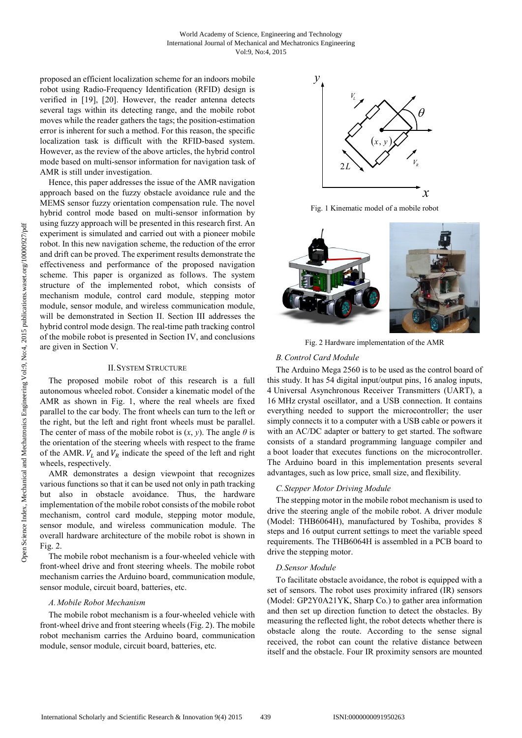proposed an efficient localization scheme for an indoors mobile robot using Radio-Frequency Identification (RFID) design is verified in [19], [20]. However, the reader antenna detects several tags within its detecting range, and the mobile robot moves while the reader gathers the tags; the position-estimation error is inherent for such a method. For this reason, the specific localization task is difficult with the RFID-based system. However, as the review of the above articles, the hybrid control mode based on multi-sensor information for navigation task of AMR is still under investigation.

Hence, this paper addresses the issue of the AMR navigation approach based on the fuzzy obstacle avoidance rule and the MEMS sensor fuzzy orientation compensation rule. The novel hybrid control mode based on multi-sensor information by using fuzzy approach will be presented in this research first. An experiment is simulated and carried out with a pioneer mobile robot. In this new navigation scheme, the reduction of the error and drift can be proved. The experiment results demonstrate the effectiveness and performance of the proposed navigation scheme. This paper is organized as follows. The system structure of the implemented robot, which consists of mechanism module, control card module, stepping motor module, sensor module, and wireless communication module, will be demonstrated in Section II. Section III addresses the hybrid control mode design. The real-time path tracking control of the mobile robot is presented in Section IV, and conclusions are given in Section V.

## II. System Structure

The proposed mobile robot of this research is a full autonomous wheeled robot. Consider a kinematic model of the AMR as shown in Fig. 1, where the real wheels are fixed parallel to the car body. The front wheels can turn to the left or the right, but the left and right front wheels must be parallel. The center of mass of the mobile robot is $(x, y)$. The angle $\theta$ is the orientation of the steering wheels with respect to the frame of the AMR. $V_L$ and $V_R$ indicate the speed of the left and right wheels, respectively.

AMR demonstrates a design viewpoint that recognizes various functions so that it can be used not only in path tracking but also in obstacle avoidance. Thus, the hardware implementation of the mobile robot consists of the mobile robot mechanism, control card module, stepping motor module, sensor module, and wireless communication module. The overall hardware architecture of the mobile robot is shown in Fig. 2.

The mobile robot mechanism is a four-wheeled vehicle with front-wheel drive and front steering wheels. The mobile robot mechanism carries the Arduino board, communication module, sensor module, circuit board, batteries, etc.

### A. Mobile Robot Mechanism

The mobile robot mechanism is a four-wheeled vehicle with front-wheel drive and front steering wheels (Fig. 2). The mobile robot mechanism carries the Arduino board, communication module, sensor module, circuit board, batteries, etc.

Fig. 1 Kinematic model of a mobile robot

Fig. 2 Hardware implementation of the AMR

### B. Control Card Module

The Arduino Mega 2560 is to be used as the control board of this study. It has 54 digital input/output pins, 16 analog inputs, 4 Universal Asynchronous Receiver Transmitters (UART), a 16 MHz crystal oscillator, and a USB connection. It contains everything needed to support the microcontroller; the user simply connects it to a computer with a USB cable or powers it with an AC/DC adapter or battery to get started. The software consists of a standard programming language compiler and a boot loader that executes functions on the microcontroller. The Arduino board in this implementation presents several advantages, such as low price, small size, and flexibility.

### C. Stepper Motor Driving Module

The stepping motor in the mobile robot mechanism is used to drive the steering angle of the mobile robot. A driver module (Model: THB6064H), manufactured by Toshiba, provides 8 steps and 16 output current settings to meet the variable speed requirements. The THB6064H is assembled in a PCB board to drive the stepping motor.

### D. Sensor Module

To facilitate obstacle avoidance, the robot is equipped with a set of sensors. The robot uses proximity infrared (IR) sensors (Model: GP2Y0A21YK, Sharp Co.) to gather area information and then set up detection function to detect the obstacles. By measuring the reflected light, the robot detects whether there is obstacle along the route. According to the sense signal received, the robot can count the relative distance between itself and the obstacle. Four IR proximity sensors are mounted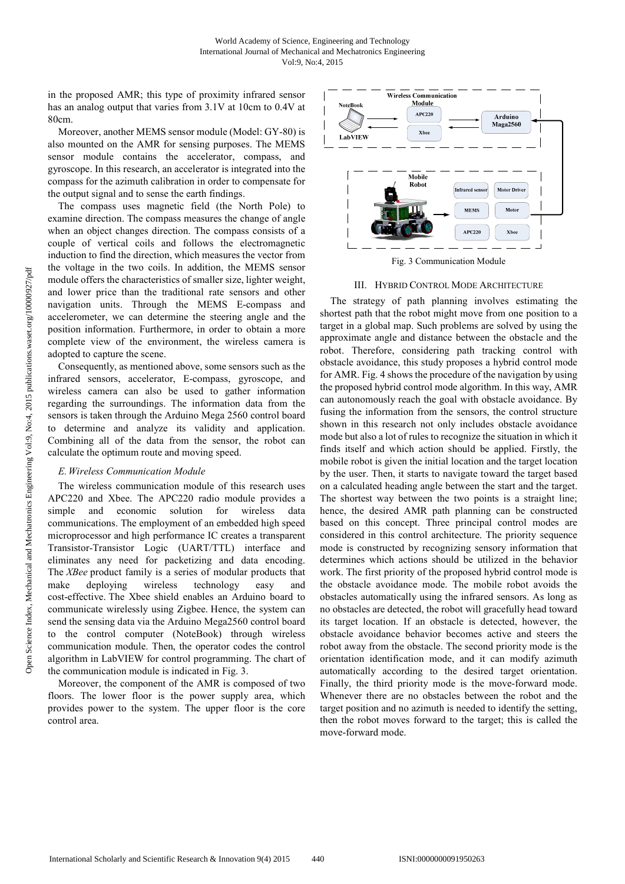in the proposed AMR; this type of proximity infrared sensor has an analog output that varies from 3.1V at 10cm to 0.4V at 80cm.

Moreover, another MEMS sensor module (Model: GY-80) is also mounted on the AMR for sensing purposes. The MEMS sensor module contains the accelerator, compass, and gyroscope. In this research, an accelerator is integrated into the compass for the azimuth calibration in order to compensate for the output signal and to sense the earth findings.

The compass uses magnetic field (the North Pole) to examine direction. The compass measures the change of angle when an object changes direction. The compass consists of a couple of vertical coils and follows the electromagnetic induction to find the direction, which measures the vector from the voltage in the two coils. In addition, the MEMS sensor module offers the characteristics of smaller size, lighter weight, and lower price than the traditional rate sensors and other navigation units. Through the MEMS E-compass and accelerometer, we can determine the steering angle and the position information. Furthermore, in order to obtain a more complete view of the environment, the wireless camera is adopted to capture the scene.

Consequently, as mentioned above, some sensors such as the infrared sensors, accelerator, E-compass, gyroscope, and wireless camera can also be used to gather information regarding the surroundings. The information data from the sensors is taken through the Arduino Mega 2560 control board to determine and analyze its validity and application. Combining all of the data from the sensor, the robot can calculate the optimum route and moving speed.

### *E. Wireless Communication Module*

The wireless communication module of this research uses APC220 and Xbee. The APC220 radio module provides a simple and economic solution for wireless data communications. The employment of an embedded high speed microprocessor and high performance IC creates a transparent Transistor-Transistor Logic (UART/TTL) interface and eliminates any need for packetizing and data encoding. The *XBee* product family is a series of modular products that make deploying wireless technology easy and cost-effective. The Xbee shield enables an Arduino board to communicate wirelessly using Zigbee. Hence, the system can send the sensing data via the Arduino Mega2560 control board to the control computer (NoteBook) through wireless communication module. Then, the operator codes the control algorithm in LabVIEW for control programming. The chart of the communication module is indicated in Fig. 3.

Moreover, the component of the AMR is composed of two floors. The lower floor is the power supply area, which provides power to the system. The upper floor is the core control area.

Fig. 3 Communication Module

## III. Hybrid Control Mode Architecture

The strategy of path planning involves estimating the shortest path that the robot might move from one position to a target in a global map. Such problems are solved by using the approximate angle and distance between the obstacle and the robot. Therefore, considering path tracking control with obstacle avoidance, this study proposes a hybrid control mode for AMR. Fig. 4 shows the procedure of the navigation by using the proposed hybrid control mode algorithm. In this way, AMR can autonomously reach the goal with obstacle avoidance. By fusing the information from the sensors, the control structure shown in this research not only includes obstacle avoidance mode but also a lot of rules to recognize the situation in which it finds itself and which action should be applied. Firstly, the mobile robot is given the initial location and the target location by the user. Then, it starts to navigate toward the target based on a calculated heading angle between the start and the target. The shortest way between the two points is a straight line; hence, the desired AMR path planning can be constructed based on this concept. Three principal control modes are considered in this control architecture. The priority sequence mode is constructed by recognizing sensory information that determines which actions should be utilized in the behavior work. The first priority of the proposed hybrid control mode is the obstacle avoidance mode. The mobile robot avoids the obstacles automatically using the infrared sensors. As long as no obstacles are detected, the robot will gracefully head toward its target location. If an obstacle is detected, however, the obstacle avoidance behavior becomes active and steers the robot away from the obstacle. The second priority mode is the orientation identification mode, and it can modify azimuth automatically according to the desired target orientation. Finally, the third priority mode is the move-forward mode. Whenever there are no obstacles between the robot and the target position and no azimuth is needed to identify the setting, then the robot moves forward to the target; this is called the move-forward mode.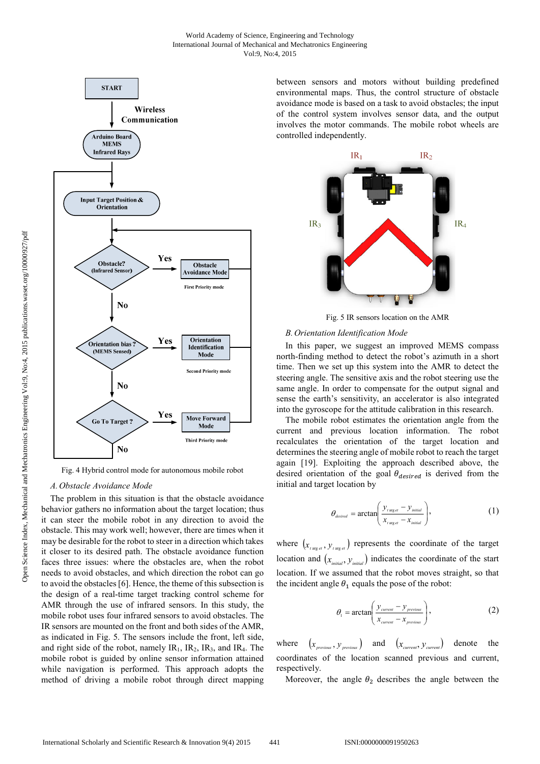Fig. 4 Hybrid control mode for autonomous mobile robot

### A. Obstacle Avoidance Mode

The problem in this situation is that the obstacle avoidance behavior gathers no information about the target location; thus it can steer the mobile robot in any direction to avoid the obstacle. This may work well; however, there are times when it may be desirable for the robot to steer in a direction which takes it closer to its desired path. The obstacle avoidance function faces three issues: where the obstacles are, when the robot needs to avoid obstacles, and which direction the robot can go to avoid the obstacles [6]. Hence, the theme of this subsection is the design of a real-time target tracking control scheme for AMR through the use of infrared sensors. In this study, the mobile robot uses four infrared sensors to avoid obstacles. The IR sensors are mounted on the front and both sides of the AMR, as indicated in Fig. 5. The sensors include the front, left side, and right side of the robot, namely $IR_1$, $IR_2$, $IR_3$, and $IR_4$. The mobile robot is guided by online sensor information attained while navigation is performed. This approach adopts the method of driving a mobile robot through direct mapping between sensors and motors without building predefined environmental maps. Thus, the control structure of obstacle avoidance mode is based on a task to avoid obstacles; the input of the control system involves sensor data, and the output involves the motor commands. The mobile robot wheels are controlled independently.

Fig. 5 IR sensors location on the AMR

### B. Orientation Identification Mode

In this paper, we suggest an improved MEMS compass north-finding method to detect the robot's azimuth in a short time. Then we set up this system into the AMR to detect the steering angle. The sensitive axis and the robot steering use the same angle. In order to compensate for the output signal and sense the earth's sensitivity, an accelerator is also integrated into the gyroscope for the attitude calibration in this research.

The mobile robot estimates the orientation angle from the current and previous location information. The robot recalculates the orientation of the target location and determines the steering angle of mobile robot to reach the target again [19]. Exploiting the approach described above, the desired orientation of the goal $\theta_{desired}$ is derived from the initial and target location by

$$\theta_{desired} = \arctan\left(\frac{y_{target} - y_{initial}}{x_{target} - x_{initial}}\right), \quad (1)$$

where $(x_{target}, y_{target})$ represents the coordinate of the target location and $(x_{initial}, y_{initial})$ indicates the coordinate of the start location. If we assumed that the robot moves straight, so that the incident angle $\theta_1$ equals the pose of the robot:

$$\theta_1 = \arctan\left(\frac{y_{current} - y_{previous}}{x_{current} - x_{previous}}\right), \quad (2)$$

where $(x_{previous}, y_{previous})$ and $(x_{current}, y_{current})$ denote the coordinates of the location scanned previous and current, respectively.

Moreover, the angle $\theta_2$ describes the angle between the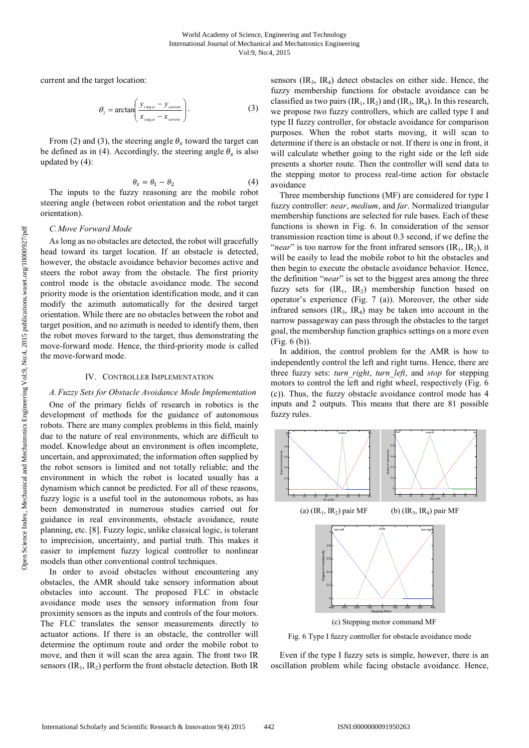current and the target location:

$$\theta_2 = \arctan\left(\frac{y_{target} - y_{current}}{x_{target} - x_{current}}\right). \tag{3}$$

From (2) and (3), the steering angle $\theta_s$ toward the target can be defined as in (4). Accordingly, the steering angle $\theta_s$ is also updated by (4):

$$\theta_s = \theta_1 - \theta_2 \tag{4}$$

The inputs to the fuzzy reasoning are the mobile robot steering angle (between robot orientation and the robot target orientation).

### *C. Move Forward Mode*

As long as no obstacles are detected, the robot will gracefully head toward its target location. If an obstacle is detected, however, the obstacle avoidance behavior becomes active and steers the robot away from the obstacle. The first priority control mode is the obstacle avoidance mode. The second priority mode is the orientation identification mode, and it can modify the azimuth automatically for the desired target orientation. While there are no obstacles between the robot and target position, and no azimuth is needed to identify them, then the robot moves forward to the target, thus demonstrating the move-forward mode. Hence, the third-priority mode is called the move-forward mode.

## IV. Controller Implementation

### *A. Fuzzy Sets for Obstacle Avoidance Mode Implementation*

One of the primary fields of research in robotics is the development of methods for the guidance of autonomous robots. There are many complex problems in this field, mainly due to the nature of real environments, which are difficult to model. Knowledge about an environment is often incomplete, uncertain, and approximated; the information often supplied by the robot sensors is limited and not totally reliable; and the environment in which the robot is located usually has a dynamism which cannot be predicted. For all of these reasons, fuzzy logic is a useful tool in the autonomous robots, as has been demonstrated in numerous studies carried out for guidance in real environments, obstacle avoidance, route planning, etc. [8]. Fuzzy logic, unlike classical logic, is tolerant to imprecision, uncertainty, and partial truth. This makes it easier to implement fuzzy logical controller to nonlinear models than other conventional control techniques.

In order to avoid obstacles without encountering any obstacles, the AMR should take sensory information about obstacles into account. The proposed FLC in obstacle avoidance mode uses the sensory information from four proximity sensors as the inputs and controls of the four motors. The FLC translates the sensor measurements directly to actuator actions. If there is an obstacle, the controller will determine the optimum route and order the mobile robot to move, and then it will scan the area again. The front two IR sensors ($IR_1$, $IR_2$) perform the front obstacle detection. Both IR sensors ($IR_3$, $IR_4$) detect obstacles on either side. Hence, the fuzzy membership functions for obstacle avoidance can be classified as two pairs ($IR_1$, $IR_2$) and ($IR_3$, $IR_4$). In this research, we propose two fuzzy controllers, which are called type I and type II fuzzy controller, for obstacle avoidance for comparison purposes. When the robot starts moving, it will scan to determine if there is an obstacle or not. If there is one in front, it will calculate whether going to the right side or the left side presents a shorter route. Then the controller will send data to the stepping motor to process real-time action for obstacle avoidance

Three membership functions (MF) are considered for type I fuzzy controller: *near*, *medium*, and *far*. Normalized triangular membership functions are selected for rule bases. Each of these functions is shown in Fig. 6. In consideration of the sensor transmission reaction time is about 0.3 second, if we define the "*near*" is too narrow for the front infrared sensors ($IR_1$, $IR_2$), it will be easily to lead the mobile robot to hit the obstacles and then begin to execute the obstacle avoidance behavior. Hence, the definition "*near*" is set to the biggest area among the three fuzzy sets for ($IR_1$, $IR_2$) membership function based on operator's experience (Fig. 7 (a)). Moreover, the other side infrared sensors ($IR_3$, $IR_4$) may be taken into account in the narrow passageway can pass through the obstacles to the target goal, the membership function graphics settings on a more even (Fig. 6 (b)).

In addition, the control problem for the AMR is how to independently control the left and right turns. Hence, there are three fuzzy sets: *turn_right*, *turn_left*, and *stop* for stepping motors to control the left and right wheel, respectively (Fig. 6 (c)). Thus, the fuzzy obstacle avoidance control mode has 4 inputs and 2 outputs. This means that there are 81 possible fuzzy rules.

(a) ($IR_1$, $IR_2$) pair MF (b) ($IR_3$, $IR_4$) pair MF

(c) Stepping motor command MF

Fig. 6 Type I fuzzy controller for obstacle avoidance mode

Even if the type I fuzzy sets is simple, however, there is an oscillation problem while facing obstacle avoidance. Hence,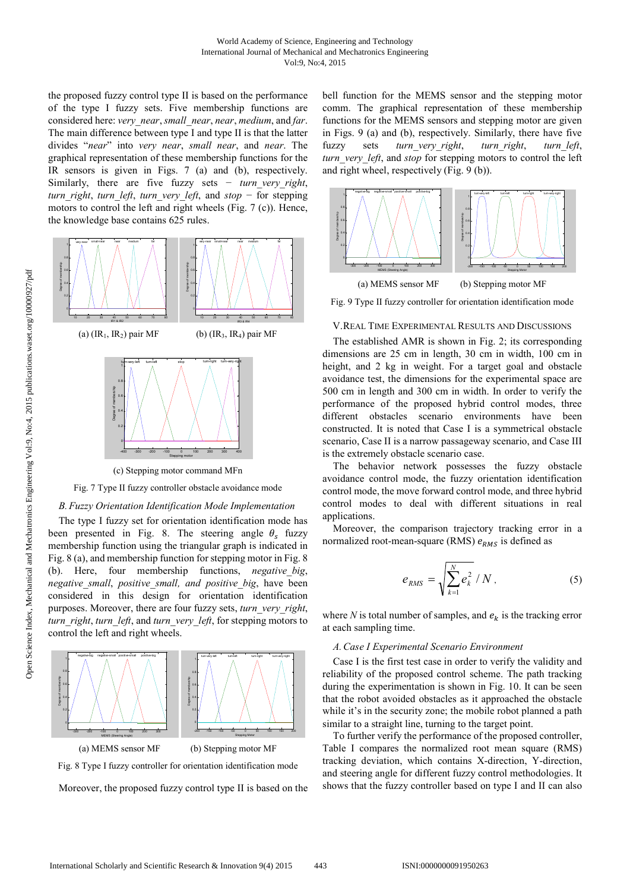the proposed fuzzy control type II is based on the performance of the type I fuzzy sets. Five membership functions are considered here: *very_near*, *small_near*, *near*, *medium*, and *far*. The main difference between type I and type II is that the latter divides "*near*" into *very near*, *small near*, and *near*. The graphical representation of these membership functions for the IR sensors is given in Figs. 7 (a) and (b), respectively. Similarly, there are five fuzzy sets − *turn_very_right*, *turn_right*, *turn_left*, *turn_very_left*, and *stop* − for stepping motors to control the left and right wheels (Fig. 7 (c)). Hence, the knowledge base contains 625 rules.

(a) ($IR_1$, $IR_2$) pair MF (b) ($IR_3$, $IR_4$) pair MF

(c) Stepping motor command MFn

Fig. 7 Type II fuzzy controller obstacle avoidance mode

### B. Fuzzy Orientation Identification Mode Implementation

The type I fuzzy set for orientation identification mode has been presented in Fig. 8. The steering angle $\theta_s$ fuzzy membership function using the triangular graph is indicated in Fig. 8 (a), and membership function for stepping motor in Fig. 8 (b). Here, four membership functions, *negative_big*, *negative_small*, *positive_small, and positive_big*, have been considered in this design for orientation identification purposes. Moreover, there are four fuzzy sets, *turn_very_right*, *turn_right*, *turn_left*, and *turn_very_left*, for stepping motors to control the left and right wheels.

(a) MEMS sensor MF (b) Stepping motor MF

Fig. 8 Type I fuzzy controller for orientation identification mode

Moreover, the proposed fuzzy control type II is based on the bell function for the MEMS sensor and the stepping motor comm. The graphical representation of these membership functions for the MEMS sensors and stepping motor are given in Figs. 9 (a) and (b), respectively. Similarly, there have five fuzzy sets *turn_very_right*, *turn_right*, *turn_left*, *turn_very_left*, and *stop* for stepping motors to control the left and right wheel, respectively (Fig. 9 (b)).

(a) MEMS sensor MF (b) Stepping motor MF

Fig. 9 Type II fuzzy controller for orientation identification mode

## V. Real Time Experimental Results and Discussions

The established AMR is shown in Fig. 2; its corresponding dimensions are 25 cm in length, 30 cm in width, 100 cm in height, and 2 kg in weight. For a target goal and obstacle avoidance test, the dimensions for the experimental space are 500 cm in length and 300 cm in width. In order to verify the performance of the proposed hybrid control modes, three different obstacles scenario environments have been constructed. It is noted that Case I is a symmetrical obstacle scenario, Case II is a narrow passageway scenario, and Case III is the extremely obstacle scenario case.

The behavior network possesses the fuzzy obstacle avoidance control mode, the fuzzy orientation identification control mode, the move forward control mode, and three hybrid control modes to deal with different situations in real applications.

Moreover, the comparison trajectory tracking error in a normalized root-mean-square (RMS) $e_{RMS}$ is defined as

$$e_{RMS} = \sqrt{\sum_{k=1}^{N} e_k^2 \, / \, N}\,, \tag{5}$$

where *N* is total number of samples, and $e_k$ is the tracking error at each sampling time.

### A. Case I Experimental Scenario Environment

Case I is the first test case in order to verify the validity and reliability of the proposed control scheme. The path tracking during the experimentation is shown in Fig. 10. It can be seen that the robot avoided obstacles as it approached the obstacle while it's in the security zone; the mobile robot planned a path similar to a straight line, turning to the target point.

To further verify the performance of the proposed controller, Table I compares the normalized root mean square (RMS) tracking deviation, which contains X-direction, Y-direction, and steering angle for different fuzzy control methodologies. It shows that the fuzzy controller based on type I and II can also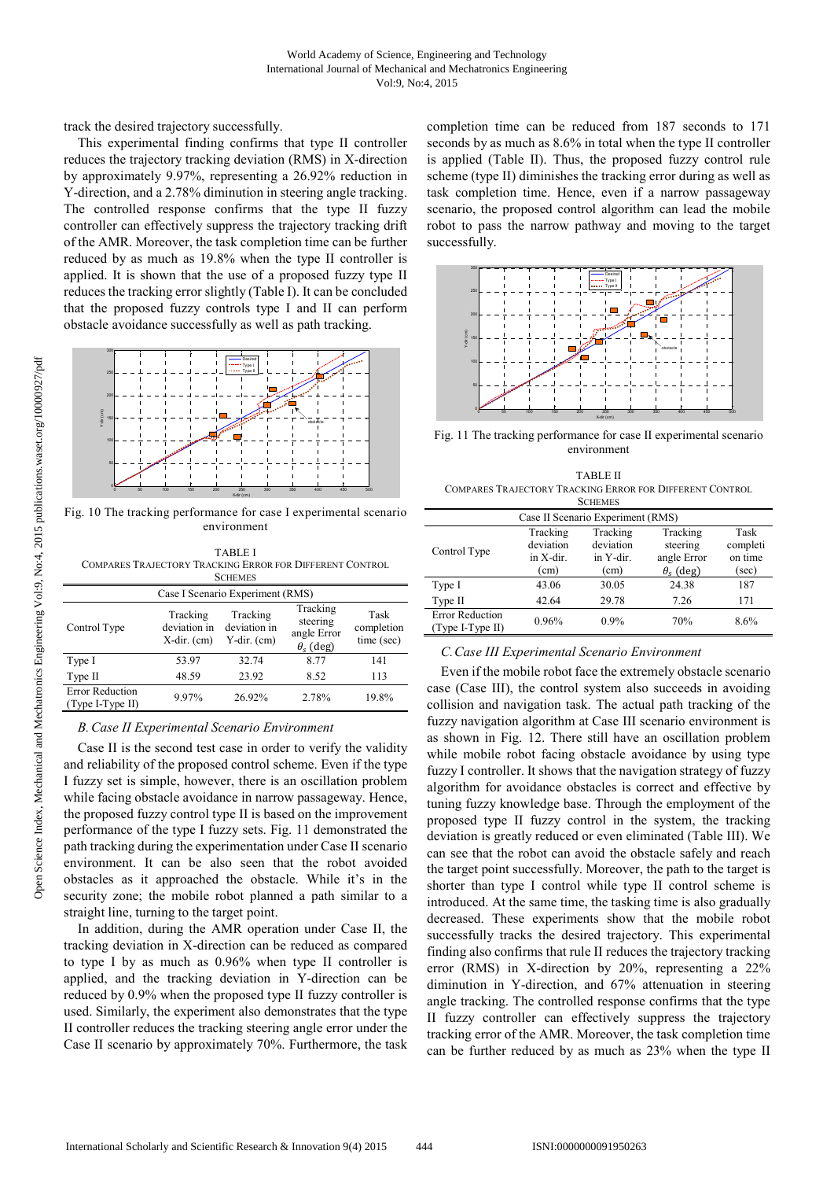track the desired trajectory successfully.

This experimental finding confirms that type II controller reduces the trajectory tracking deviation (RMS) in X-direction by approximately 9.97%, representing a 26.92% reduction in Y-direction, and a 2.78% diminution in steering angle tracking. The controlled response confirms that the type II fuzzy controller can effectively suppress the trajectory tracking drift of the AMR. Moreover, the task completion time can be further reduced by as much as 19.8% when the type II controller is applied. It is shown that the use of a proposed fuzzy type II reduces the tracking error slightly (Table I). It can be concluded that the proposed fuzzy controls type I and II can perform obstacle avoidance successfully as well as path tracking.

Fig. 10 The tracking performance for case I experimental scenario environment

TABLE I
COMPARES TRAJECTORY TRACKING ERROR FOR DIFFERENT CONTROL SCHEMES

| Case I Scenario Experiment (RMS) | | | | |
|---|---|---|---|---|
| Control Type | Tracking deviation in X-dir. (cm) | Tracking deviation in Y-dir. (cm) | Tracking steering angle Error $\theta_s$ (deg) | Task completion time (sec) |
| Type I | 53.97 | 32.74 | 8.77 | 141 |
| Type II | 48.59 | 23.92 | 8.52 | 113 |
| Error Reduction (Type I-Type II) | 9.97% | 26.92% | 2.78% | 19.8% |

### *B. Case II Experimental Scenario Environment*

Case II is the second test case in order to verify the validity and reliability of the proposed control scheme. Even if the type I fuzzy set is simple, however, there is an oscillation problem while facing obstacle avoidance in narrow passageway. Hence, the proposed fuzzy control type II is based on the improvement performance of the type I fuzzy sets. Fig. 11 demonstrated the path tracking during the experimentation under Case II scenario environment. It can be also seen that the robot avoided obstacles as it approached the obstacle. While it's in the security zone; the mobile robot planned a path similar to a straight line, turning to the target point.

In addition, during the AMR operation under Case II, the tracking deviation in X-direction can be reduced as compared to type I by as much as 0.96% when type II controller is applied, and the tracking deviation in Y-direction can be reduced by 0.9% when the proposed type II fuzzy controller is used. Similarly, the experiment also demonstrates that the type II controller reduces the tracking steering angle error under the Case II scenario by approximately 70%. Furthermore, the task completion time can be reduced from 187 seconds to 171 seconds by as much as 8.6% in total when the type II controller is applied (Table II). Thus, the proposed fuzzy control rule scheme (type II) diminishes the tracking error during as well as task completion time. Hence, even if a narrow passageway scenario, the proposed control algorithm can lead the mobile robot to pass the narrow pathway and moving to the target successfully.

Fig. 11 The tracking performance for case II experimental scenario environment

TABLE II
COMPARES TRAJECTORY TRACKING ERROR FOR DIFFERENT CONTROL SCHEMES

| Case II Scenario Experiment (RMS) | | | | |
|---|---|---|---|---|
| Control Type | Tracking deviation in X-dir. (cm) | Tracking deviation in Y-dir. (cm) | Tracking steering angle Error $\theta_s$ (deg) | Task completi on time (sec) |
| Type I | 43.06 | 30.05 | 24.38 | 187 |
| Type II | 42.64 | 29.78 | 7.26 | 171 |
| Error Reduction (Type I-Type II) | 0.96% | 0.9% | 70% | 8.6% |

### *C. Case III Experimental Scenario Environment*

Even if the mobile robot face the extremely obstacle scenario case (Case III), the control system also succeeds in avoiding collision and navigation task. The actual path tracking of the fuzzy navigation algorithm at Case III scenario environment is as shown in Fig. 12. There still have an oscillation problem while mobile robot facing obstacle avoidance by using type fuzzy I controller. It shows that the navigation strategy of fuzzy algorithm for avoidance obstacles is correct and effective by tuning fuzzy knowledge base. Through the employment of the proposed type II fuzzy control in the system, the tracking deviation is greatly reduced or even eliminated (Table III). We can see that the robot can avoid the obstacle safely and reach the target point successfully. Moreover, the path to the target is shorter than type I control while type II control scheme is introduced. At the same time, the tasking time is also gradually decreased. These experiments show that the mobile robot successfully tracks the desired trajectory. This experimental finding also confirms that rule II reduces the trajectory tracking error (RMS) in X-direction by 20%, representing a 22% diminution in Y-direction, and 67% attenuation in steering angle tracking. The controlled response confirms that the type II fuzzy controller can effectively suppress the trajectory tracking error of the AMR. Moreover, the task completion time can be further reduced by as much as 23% when the type II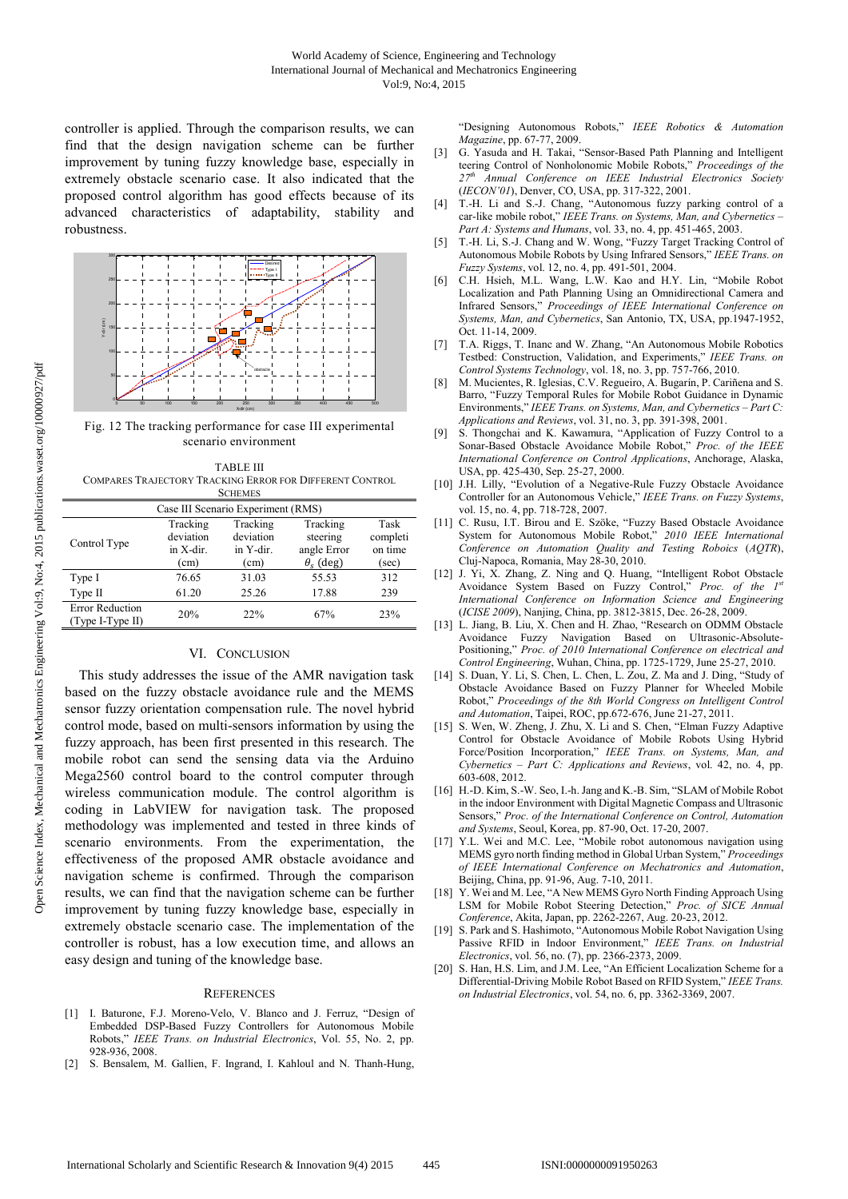controller is applied. Through the comparison results, we can find that the design navigation scheme can be further improvement by tuning fuzzy knowledge base, especially in extremely obstacle scenario case. It also indicated that the proposed control algorithm has good effects because of its advanced characteristics of adaptability, stability and robustness.

Desired
Type I
Type II
obstacle
Y-dir (cm)
X-dir (cm)

Fig. 12 The tracking performance for case III experimental scenario environment

TABLE III
COMPARES TRAJECTORY TRACKING ERROR FOR DIFFERENT CONTROL SCHEMES

| Case III Scenario Experiment (RMS) | | | | |
|---|---|---|---|---|
| Control Type | Tracking deviation in X-dir. (cm) | Tracking deviation in Y-dir. (cm) | Tracking steering angle Error $\theta_s$ (deg) | Task completi on time (sec) |
| Type I | 76.65 | 31.03 | 55.53 | 312 |
| Type II | 61.20 | 25.26 | 17.88 | 239 |
| Error Reduction (Type I-Type II) | 20% | 22% | 67% | 23% |

## VI. CONCLUSION

This study addresses the issue of the AMR navigation task based on the fuzzy obstacle avoidance rule and the MEMS sensor fuzzy orientation compensation rule. The novel hybrid control mode, based on multi-sensors information by using the fuzzy approach, has been first presented in this research. The mobile robot can send the sensing data via the Arduino Mega2560 control board to the control computer through wireless communication module. The control algorithm is coding in LabVIEW for navigation task. The proposed methodology was implemented and tested in three kinds of scenario environments. From the experimentation, the effectiveness of the proposed AMR obstacle avoidance and navigation scheme is confirmed. Through the comparison results, we can find that the navigation scheme can be further improvement by tuning fuzzy knowledge base, especially in extremely obstacle scenario case. The implementation of the controller is robust, has a low execution time, and allows an easy design and tuning of the knowledge base.

## REFERENCES

[1] I. Baturone, F.J. Moreno-Velo, V. Blanco and J. Ferruz, "Design of Embedded DSP-Based Fuzzy Controllers for Autonomous Mobile Robots," *IEEE Trans. on Industrial Electronics*, Vol. 55, No. 2, pp. 928-936, 2008.

[2] S. Bensalem, M. Gallien, F. Ingrand, I. Kahloul and N. Thanh-Hung, "Designing Autonomous Robots," *IEEE Robotics & Automation Magazine*, pp. 67-77, 2009.

[3] G. Yasuda and H. Takai, "Sensor-Based Path Planning and Intelligent teering Control of Nonholonomic Mobile Robots," *Proceedings of the 27th Annual Conference on IEEE Industrial Electronics Society* (*IECON'01*), Denver, CO, USA, pp. 317-322, 2001.

[4] T.-H. Li and S.-J. Chang, "Autonomous fuzzy parking control of a car-like mobile robot," *IEEE Trans. on Systems, Man, and Cybernetics – Part A: Systems and Humans*, vol. 33, no. 4, pp. 451-465, 2003.

[5] T.-H. Li, S.-J. Chang and W. Wong, "Fuzzy Target Tracking Control of Autonomous Mobile Robots by Using Infrared Sensors," *IEEE Trans. on Fuzzy Systems*, vol. 12, no. 4, pp. 491-501, 2004.

[6] C.H. Hsieh, M.L. Wang, L.W. Kao and H.Y. Lin, "Mobile Robot Localization and Path Planning Using an Omnidirectional Camera and Infrared Sensors," *Proceedings of IEEE International Conference on Systems, Man, and Cybernetics*, San Antonio, TX, USA, pp.1947-1952, Oct. 11-14, 2009.

[7] T.A. Riggs, T. Inanc and W. Zhang, "An Autonomous Mobile Robotics Testbed: Construction, Validation, and Experiments," *IEEE Trans. on Control Systems Technology*, vol. 18, no. 3, pp. 757-766, 2010.

[8] M. Mucientes, R. Iglesias, C.V. Regueiro, A. Bugarín, P. Cariñena and S. Barro, "Fuzzy Temporal Rules for Mobile Robot Guidance in Dynamic Environments," *IEEE Trans. on Systems, Man, and Cybernetics – Part C: Applications and Reviews*, vol. 31, no. 3, pp. 391-398, 2001.

[9] S. Thongchai and K. Kawamura, "Application of Fuzzy Control to a Sonar-Based Obstacle Avoidance Mobile Robot," *Proc. of the IEEE International Conference on Control Applications*, Anchorage, Alaska, USA, pp. 425-430, Sep. 25-27, 2000.

[10] J.H. Lilly, "Evolution of a Negative-Rule Fuzzy Obstacle Avoidance Controller for an Autonomous Vehicle," *IEEE Trans. on Fuzzy Systems*, vol. 15, no. 4, pp. 718-728, 2007.

[11] C. Rusu, I.T. Birou and E. Szöke, "Fuzzy Based Obstacle Avoidance System for Autonomous Mobile Robot," *2010 IEEE International Conference on Automation Quality and Testing Roboics* (*AQTR*), Cluj-Napoca, Romania, May 28-30, 2010.

[12] J. Yi, X. Zhang, Z. Ning and Q. Huang, "Intelligent Robot Obstacle Avoidance System Based on Fuzzy Control," *Proc. of the 1st International Conference on Information Science and Engineering* (*ICISE 2009*), Nanjing, China, pp. 3812-3815, Dec. 26-28, 2009.

[13] L. Jiang, B. Liu, X. Chen and H. Zhao, "Research on ODMM Obstacle Avoidance Fuzzy Navigation Based on Ultrasonic-Absolute-Positioning," *Proc. of 2010 International Conference on electrical and Control Engineering*, Wuhan, China, pp. 1725-1729, June 25-27, 2010.

[14] S. Duan, Y. Li, S. Chen, L. Chen, L. Zou, Z. Ma and J. Ding, "Study of Obstacle Avoidance Based on Fuzzy Planner for Wheeled Mobile Robot," *Proceedings of the 8th World Congress on Intelligent Control and Automation*, Taipei, ROC, pp.672-676, June 21-27, 2011.

[15] S. Wen, W. Zheng, J. Zhu, X. Li and S. Chen, "Elman Fuzzy Adaptive Control for Obstacle Avoidance of Mobile Robots Using Hybrid Force/Position Incorporation," *IEEE Trans. on Systems, Man, and Cybernetics – Part C: Applications and Reviews*, vol. 42, no. 4, pp. 603-608, 2012.

[16] H.-D. Kim, S.-W. Seo, I.-h. Jang and K.-B. Sim, "SLAM of Mobile Robot in the indoor Environment with Digital Magnetic Compass and Ultrasonic Sensors," *Proc. of the International Conference on Control, Automation and Systems*, Seoul, Korea, pp. 87-90, Oct. 17-20, 2007.

[17] Y.L. Wei and M.C. Lee, "Mobile robot autonomous navigation using MEMS gyro north finding method in Global Urban System," *Proceedings of IEEE International Conference on Mechatronics and Automation*, Beijing, China, pp. 91-96, Aug. 7-10, 2011.

[18] Y. Wei and M. Lee, "A New MEMS Gyro North Finding Approach Using LSM for Mobile Robot Steering Detection," *Proc. of SICE Annual Conference*, Akita, Japan, pp. 2262-2267, Aug. 20-23, 2012.

[19] S. Park and S. Hashimoto, "Autonomous Mobile Robot Navigation Using Passive RFID in Indoor Environment," *IEEE Trans. on Industrial Electronics*, vol. 56, no. (7), pp. 2366-2373, 2009.

[20] S. Han, H.S. Lim, and J.M. Lee, "An Efficient Localization Scheme for a Differential-Driving Mobile Robot Based on RFID System," *IEEE Trans. on Industrial Electronics*, vol. 54, no. 6, pp. 3362-3369, 2007.